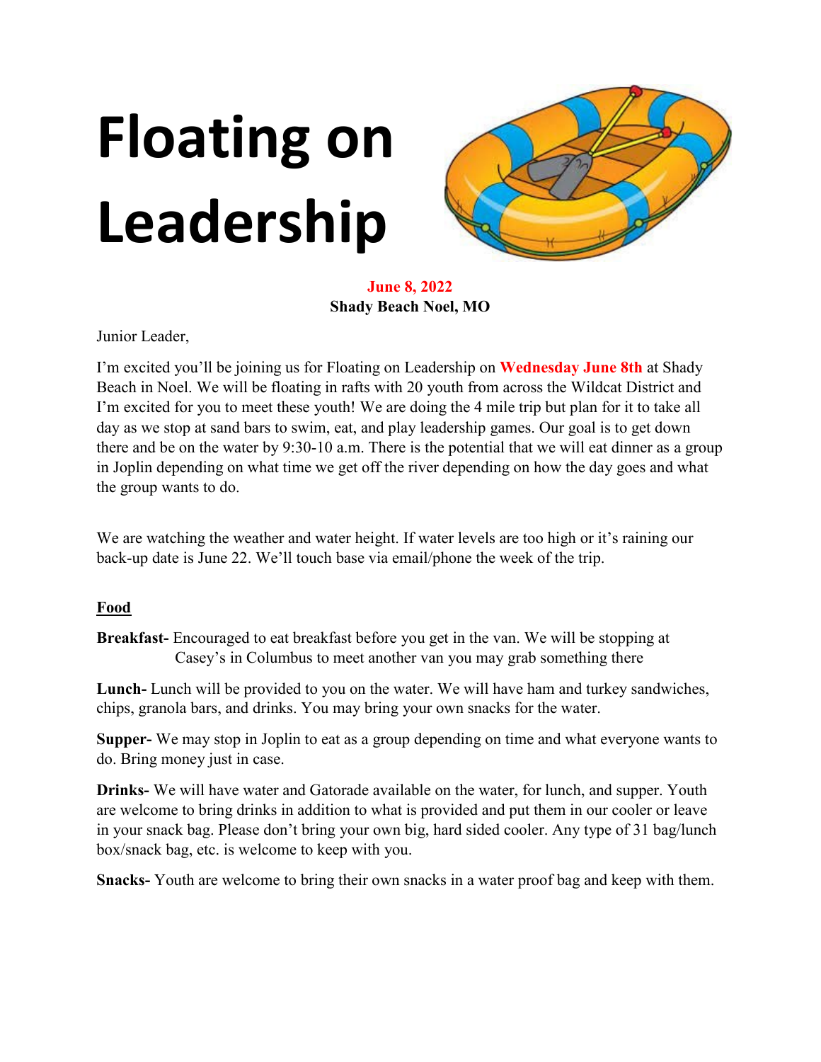# Floating on Leadership

**June 8, 2022**
**Shady Beach Noel, MO**

Junior Leader,

I'm excited you'll be joining us for Floating on Leadership on **Wednesday June 8th** at Shady Beach in Noel. We will be floating in rafts with 20 youth from across the Wildcat District and I'm excited for you to meet these youth! We are doing the 4 mile trip but plan for it to take all day as we stop at sand bars to swim, eat, and play leadership games. Our goal is to get down there and be on the water by 9:30-10 a.m. There is the potential that we will eat dinner as a group in Joplin depending on what time we get off the river depending on how the day goes and what the group wants to do.

We are watching the weather and water height. If water levels are too high or it's raining our back-up date is June 22. We'll touch base via email/phone the week of the trip.

## Food

**Breakfast-** Encouraged to eat breakfast before you get in the van. We will be stopping at Casey's in Columbus to meet another van you may grab something there

**Lunch-** Lunch will be provided to you on the water. We will have ham and turkey sandwiches, chips, granola bars, and drinks. You may bring your own snacks for the water.

**Supper-** We may stop in Joplin to eat as a group depending on time and what everyone wants to do. Bring money just in case.

**Drinks-** We will have water and Gatorade available on the water, for lunch, and supper. Youth are welcome to bring drinks in addition to what is provided and put them in our cooler or leave in your snack bag. Please don't bring your own big, hard sided cooler. Any type of 31 bag/lunch box/snack bag, etc. is welcome to keep with you.

**Snacks-** Youth are welcome to bring their own snacks in a water proof bag and keep with them.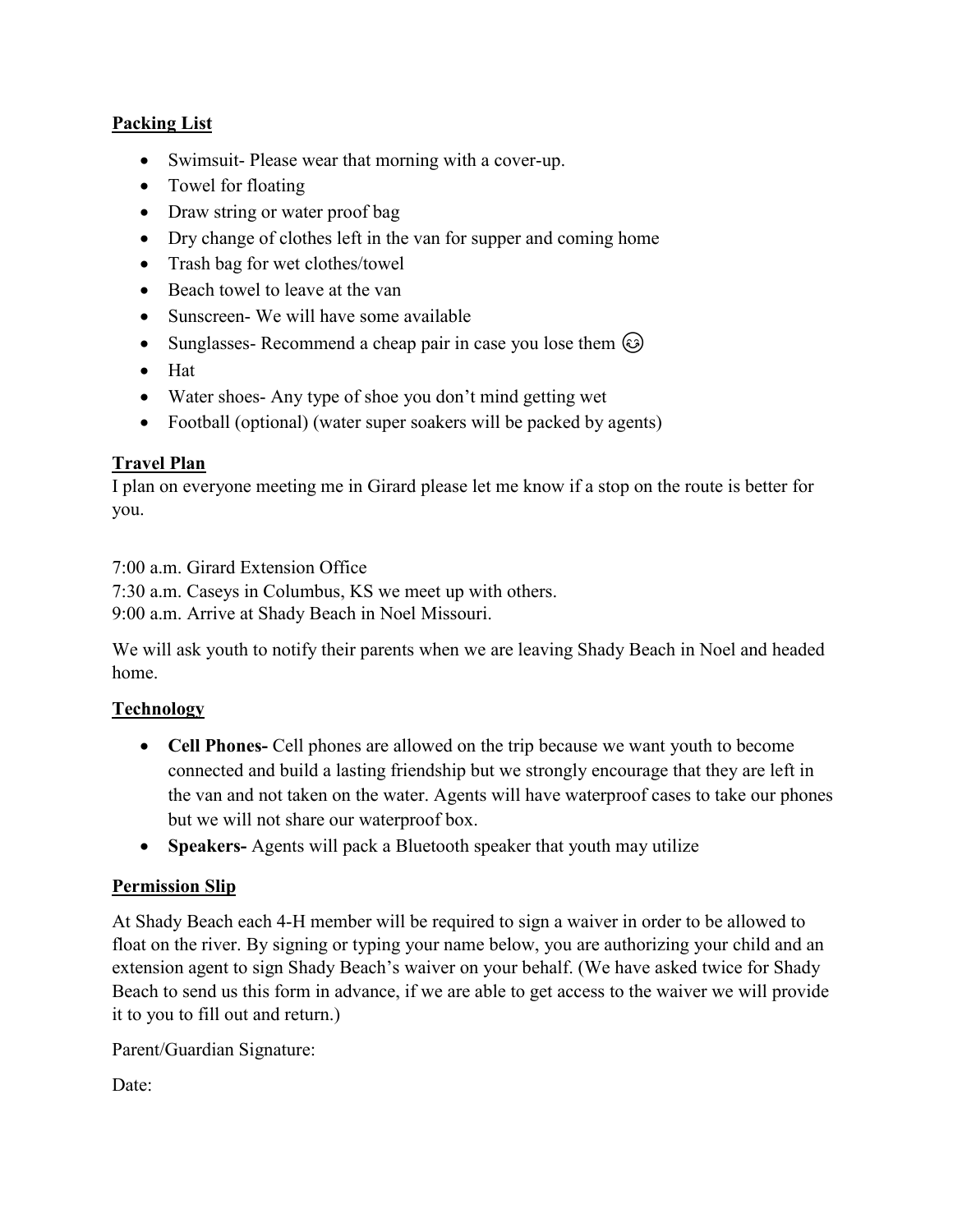**Packing List**

- Swimsuit- Please wear that morning with a cover-up.
- Towel for floating
- Draw string or water proof bag
- Dry change of clothes left in the van for supper and coming home
- Trash bag for wet clothes/towel
- Beach towel to leave at the van
- Sunscreen- We will have some available
- Sunglasses- Recommend a cheap pair in case you lose them 😉
- Hat
- Water shoes- Any type of shoe you don't mind getting wet
- Football (optional) (water super soakers will be packed by agents)

**Travel Plan**

I plan on everyone meeting me in Girard please let me know if a stop on the route is better for you.

7:00 a.m. Girard Extension Office
7:30 a.m. Caseys in Columbus, KS we meet up with others.
9:00 a.m. Arrive at Shady Beach in Noel Missouri.

We will ask youth to notify their parents when we are leaving Shady Beach in Noel and headed home.

**Technology**

- **Cell Phones-** Cell phones are allowed on the trip because we want youth to become connected and build a lasting friendship but we strongly encourage that they are left in the van and not taken on the water. Agents will have waterproof cases to take our phones but we will not share our waterproof box.
- **Speakers-** Agents will pack a Bluetooth speaker that youth may utilize

**Permission Slip**

At Shady Beach each 4-H member will be required to sign a waiver in order to be allowed to float on the river. By signing or typing your name below, you are authorizing your child and an extension agent to sign Shady Beach's waiver on your behalf. (We have asked twice for Shady Beach to send us this form in advance, if we are able to get access to the waiver we will provide it to you to fill out and return.)

Parent/Guardian Signature:

Date: